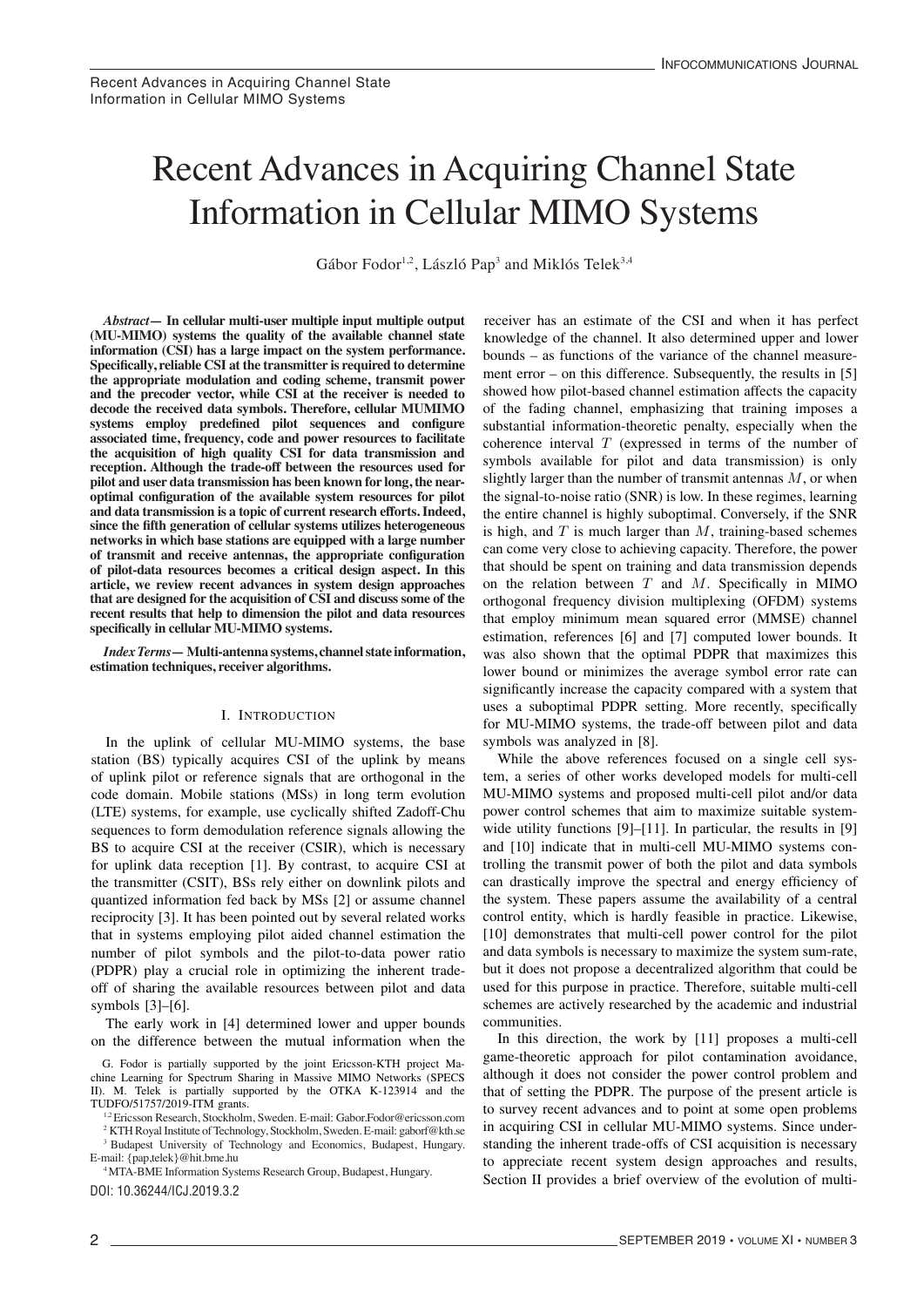# Recent Advances in Acquiring Channel State Information in Cellular MIMO Systems

Gábor Fodor[1,2], László Pap[3] and Miklós Telek[3,4]

***Abstract*— In cellular multi-user multiple input multiple output (MU-MIMO) systems the quality of the available channel state information (CSI) has a large impact on the system performance. Specifically, reliable CSI at the transmitter is required to determine the appropriate modulation and coding scheme, transmit power and the precoder vector, while CSI at the receiver is needed to decode the received data symbols. Therefore, cellular MUMIMO systems employ predefined pilot sequences and configure associated time, frequency, code and power resources to facilitate the acquisition of high quality CSI for data transmission and reception. Although the trade-off between the resources used for pilot and user data transmission has been known for long, the near-optimal configuration of the available system resources for pilot and data transmission is a topic of current research efforts. Indeed, since the fifth generation of cellular systems utilizes heterogeneous networks in which base stations are equipped with a large number of transmit and receive antennas, the appropriate configuration of pilot-data resources becomes a critical design aspect. In this article, we review recent advances in system design approaches that are designed for the acquisition of CSI and discuss some of the recent results that help to dimension the pilot and data resources specifically in cellular MU-MIMO systems.**

***Index Terms*— Multi-antenna systems, channel state information, estimation techniques, receiver algorithms.**

## I. Introduction

In the uplink of cellular MU-MIMO systems, the base station (BS) typically acquires CSI of the uplink by means of uplink pilot or reference signals that are orthogonal in the code domain. Mobile stations (MSs) in long term evolution (LTE) systems, for example, use cyclically shifted Zadoff-Chu sequences to form demodulation reference signals allowing the BS to acquire CSI at the receiver (CSIR), which is necessary for uplink data reception [1]. By contrast, to acquire CSI at the transmitter (CSIT), BSs rely either on downlink pilots and quantized information fed back by MSs [2] or assume channel reciprocity [3]. It has been pointed out by several related works that in systems employing pilot aided channel estimation the number of pilot symbols and the pilot-to-data power ratio (PDPR) play a crucial role in optimizing the inherent trade-off of sharing the available resources between pilot and data symbols [3]–[6].

The early work in [4] determined lower and upper bounds on the difference between the mutual information when the receiver has an estimate of the CSI and when it has perfect knowledge of the channel. It also determined upper and lower bounds – as functions of the variance of the channel measurement error – on this difference. Subsequently, the results in [5] showed how pilot-based channel estimation affects the capacity of the fading channel, emphasizing that training imposes a substantial information-theoretic penalty, especially when the coherence interval $T$ (expressed in terms of the number of symbols available for pilot and data transmission) is only slightly larger than the number of transmit antennas $M$, or when the signal-to-noise ratio (SNR) is low. In these regimes, learning the entire channel is highly suboptimal. Conversely, if the SNR is high, and $T$ is much larger than $M$, training-based schemes can come very close to achieving capacity. Therefore, the power that should be spent on training and data transmission depends on the relation between $T$ and $M$. Specifically in MIMO orthogonal frequency division multiplexing (OFDM) systems that employ minimum mean squared error (MMSE) channel estimation, references [6] and [7] computed lower bounds. It was also shown that the optimal PDPR that maximizes this lower bound or minimizes the average symbol error rate can significantly increase the capacity compared with a system that uses a suboptimal PDPR setting. More recently, specifically for MU-MIMO systems, the trade-off between pilot and data symbols was analyzed in [8].

While the above references focused on a single cell system, a series of other works developed models for multi-cell MU-MIMO systems and proposed multi-cell pilot and/or data power control schemes that aim to maximize suitable system-wide utility functions [9]–[11]. In particular, the results in [9] and [10] indicate that in multi-cell MU-MIMO systems controlling the transmit power of both the pilot and data symbols can drastically improve the spectral and energy efficiency of the system. These papers assume the availability of a central control entity, which is hardly feasible in practice. Likewise, [10] demonstrates that multi-cell power control for the pilot and data symbols is necessary to maximize the system sum-rate, but it does not propose a decentralized algorithm that could be used for this purpose in practice. Therefore, suitable multi-cell schemes are actively researched by the academic and industrial communities.

In this direction, the work by [11] proposes a multi-cell game-theoretic approach for pilot contamination avoidance, although it does not consider the power control problem and that of setting the PDPR. The purpose of the present article is to survey recent advances and to point at some open problems in acquiring CSI in cellular MU-MIMO systems. Since understanding the inherent trade-offs of CSI acquisition is necessary to appreciate recent system design approaches and results, Section II provides a brief overview of the evolution of multi-

G. Fodor is partially supported by the joint Ericsson-KTH project Machine Learning for Spectrum Sharing in Massive MIMO Networks (SPECS II). M. Telek is partially supported by the OTKA K-123914 and the TUDFO/51757/2019-ITM grants.

[1,2] Ericsson Research, Stockholm, Sweden. E-mail: Gabor.Fodor@ericsson.com

[2] KTH Royal Institute of Technology, Stockholm, Sweden. E-mail: gaborf@kth.se

[3] Budapest University of Technology and Economics, Budapest, Hungary. E-mail: {pap,telek}@hit.bme.hu

[4] MTA-BME Information Systems Research Group, Budapest, Hungary.

DOI: 10.36244/ICJ.2019.3.2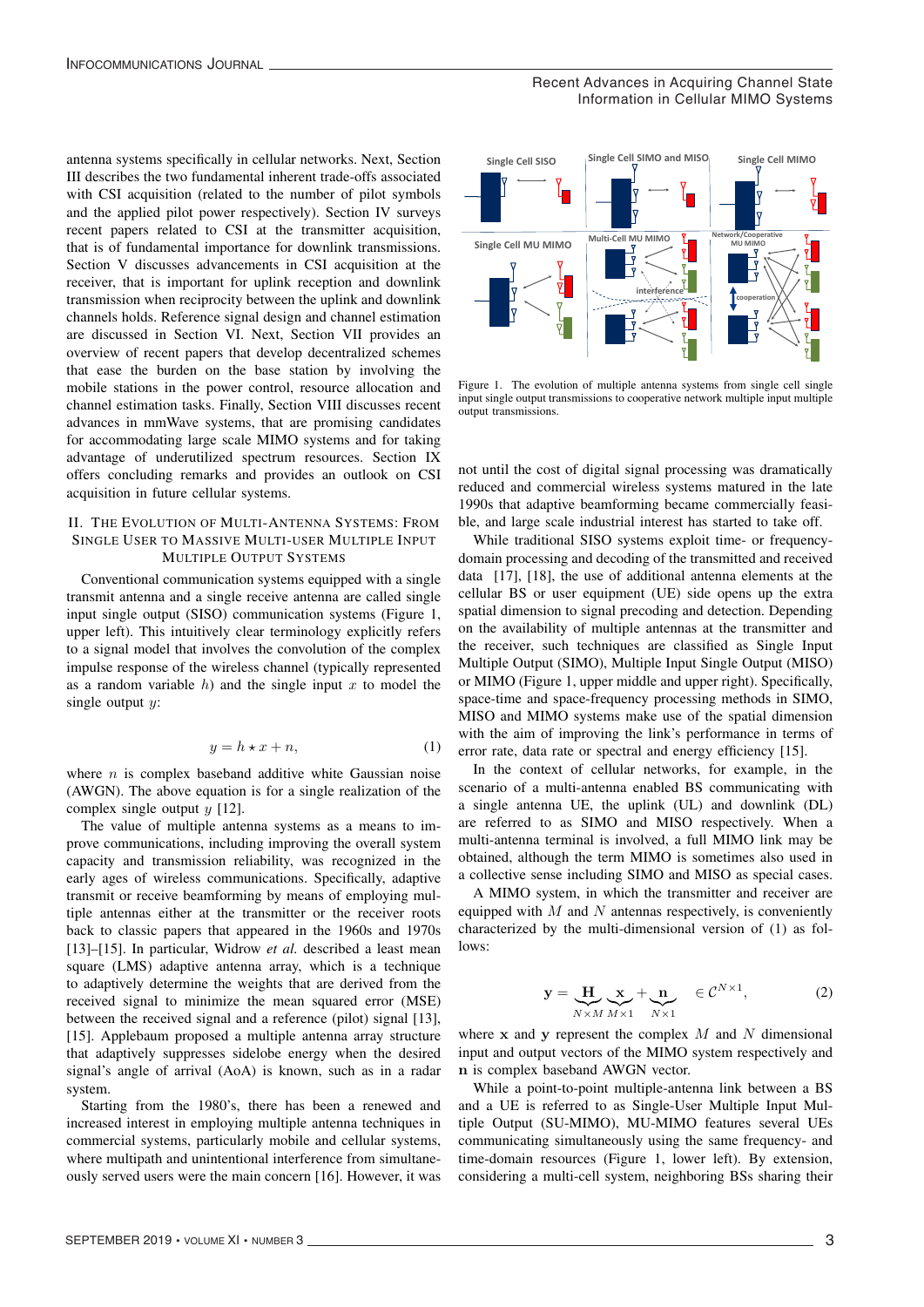antenna systems specifically in cellular networks. Next, Section III describes the two fundamental inherent trade-offs associated with CSI acquisition (related to the number of pilot symbols and the applied pilot power respectively). Section IV surveys recent papers related to CSI at the transmitter acquisition, that is of fundamental importance for downlink transmissions. Section V discusses advancements in CSI acquisition at the receiver, that is important for uplink reception and downlink transmission when reciprocity between the uplink and downlink channels holds. Reference signal design and channel estimation are discussed in Section VI. Next, Section VII provides an overview of recent papers that develop decentralized schemes that ease the burden on the base station by involving the mobile stations in the power control, resource allocation and channel estimation tasks. Finally, Section VIII discusses recent advances in mmWave systems, that are promising candidates for accommodating large scale MIMO systems and for taking advantage of underutilized spectrum resources. Section IX offers concluding remarks and provides an outlook on CSI acquisition in future cellular systems.

## II. The Evolution of Multi-Antenna Systems: From Single User to Massive Multi-User Multiple Input Multiple Output Systems

Conventional communication systems equipped with a single transmit antenna and a single receive antenna are called single input single output (SISO) communication systems (Figure 1, upper left). This intuitively clear terminology explicitly refers to a signal model that involves the convolution of the complex impulse response of the wireless channel (typically represented as a random variable $h$) and the single input $x$ to model the single output $y$:

$$y = h \star x + n, \tag{1}$$

where $n$ is complex baseband additive white Gaussian noise (AWGN). The above equation is for a single realization of the complex single output $y$ [12].

The value of multiple antenna systems as a means to improve communications, including improving the overall system capacity and transmission reliability, was recognized in the early ages of wireless communications. Specifically, adaptive transmit or receive beamforming by means of employing multiple antennas either at the transmitter or the receiver roots back to classic papers that appeared in the 1960s and 1970s [13]–[15]. In particular, Widrow *et al.* described a least mean square (LMS) adaptive antenna array, which is a technique to adaptively determine the weights that are derived from the received signal to minimize the mean squared error (MSE) between the received signal and a reference (pilot) signal [13], [15]. Applebaum proposed a multiple antenna array structure that adaptively suppresses sidelobe energy when the desired signal's angle of arrival (AoA) is known, such as in a radar system.

Starting from the 1980's, there has been a renewed and increased interest in employing multiple antenna techniques in commercial systems, particularly mobile and cellular systems, where multipath and unintentional interference from simultaneously served users were the main concern [16]. However, it was not until the cost of digital signal processing was dramatically reduced and commercial wireless systems matured in the late 1990s that adaptive beamforming became commercially feasible, and large scale industrial interest has started to take off.

Figure 1. The evolution of multiple antenna systems from single cell single input single output transmissions to cooperative network multiple input multiple output transmissions.

While traditional SISO systems exploit time- or frequency-domain processing and decoding of the transmitted and received data [17], [18], the use of additional antenna elements at the cellular BS or user equipment (UE) side opens up the extra spatial dimension to signal precoding and detection. Depending on the availability of multiple antennas at the transmitter and the receiver, such techniques are classified as Single Input Multiple Output (SIMO), Multiple Input Single Output (MISO) or MIMO (Figure 1, upper middle and upper right). Specifically, space-time and space-frequency processing methods in SIMO, MISO and MIMO systems make use of the spatial dimension with the aim of improving the link's performance in terms of error rate, data rate or spectral and energy efficiency [15].

In the context of cellular networks, for example, in the scenario of a multi-antenna enabled BS communicating with a single antenna UE, the uplink (UL) and downlink (DL) are referred to as SIMO and MISO respectively. When a multi-antenna terminal is involved, a full MIMO link may be obtained, although the term MIMO is sometimes also used in a collective sense including SIMO and MISO as special cases.

A MIMO system, in which the transmitter and receiver are equipped with $M$ and $N$ antennas respectively, is conveniently characterized by the multi-dimensional version of (1) as follows:

$$\mathbf{y} = \underbrace{\mathbf{H}}_{N \times M} \underbrace{\mathbf{x}}_{M \times 1} + \underbrace{\mathbf{n}}_{N \times 1} \quad \in \mathcal{C}^{N \times 1}, \tag{2}$$

where $\mathbf{x}$ and $\mathbf{y}$ represent the complex $M$ and $N$ dimensional input and output vectors of the MIMO system respectively and $\mathbf{n}$ is complex baseband AWGN vector.

While a point-to-point multiple-antenna link between a BS and a UE is referred to as Single-User Multiple Input Multiple Output (SU-MIMO), MU-MIMO features several UEs communicating simultaneously using the same frequency- and time-domain resources (Figure 1, lower left). By extension, considering a multi-cell system, neighboring BSs sharing their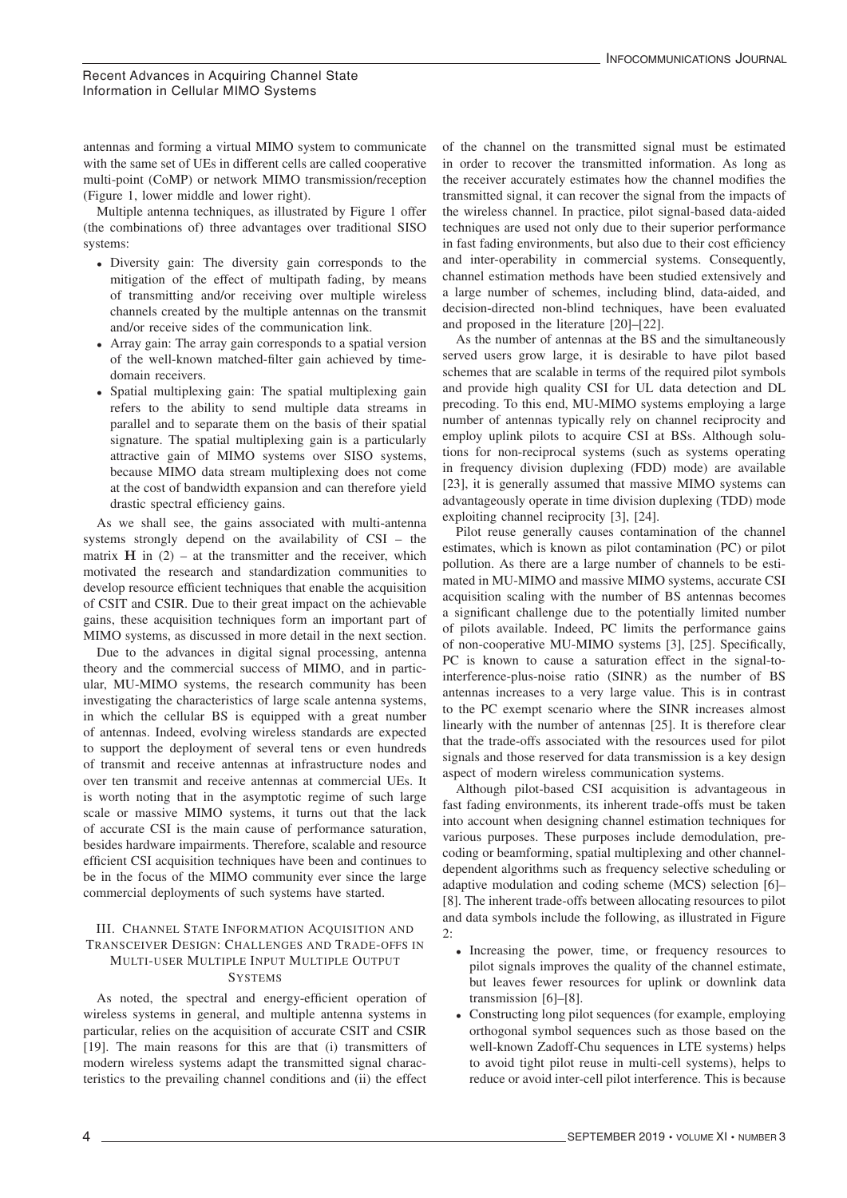antennas and forming a virtual MIMO system to communicate with the same set of UEs in different cells are called cooperative multi-point (CoMP) or network MIMO transmission/reception (Figure 1, lower middle and lower right).

Multiple antenna techniques, as illustrated by Figure 1 offer (the combinations of) three advantages over traditional SISO systems:

- Diversity gain: The diversity gain corresponds to the mitigation of the effect of multipath fading, by means of transmitting and/or receiving over multiple wireless channels created by the multiple antennas on the transmit and/or receive sides of the communication link.
- Array gain: The array gain corresponds to a spatial version of the well-known matched-filter gain achieved by time-domain receivers.
- Spatial multiplexing gain: The spatial multiplexing gain refers to the ability to send multiple data streams in parallel and to separate them on the basis of their spatial signature. The spatial multiplexing gain is a particularly attractive gain of MIMO systems over SISO systems, because MIMO data stream multiplexing does not come at the cost of bandwidth expansion and can therefore yield drastic spectral efficiency gains.

As we shall see, the gains associated with multi-antenna systems strongly depend on the availability of CSI – the matrix $\mathbf{H}$ in (2) – at the transmitter and the receiver, which motivated the research and standardization communities to develop resource efficient techniques that enable the acquisition of CSIT and CSIR. Due to their great impact on the achievable gains, these acquisition techniques form an important part of MIMO systems, as discussed in more detail in the next section.

Due to the advances in digital signal processing, antenna theory and the commercial success of MIMO, and in particular, MU-MIMO systems, the research community has been investigating the characteristics of large scale antenna systems, in which the cellular BS is equipped with a great number of antennas. Indeed, evolving wireless standards are expected to support the deployment of several tens or even hundreds of transmit and receive antennas at infrastructure nodes and over ten transmit and receive antennas at commercial UEs. It is worth noting that in the asymptotic regime of such large scale or massive MIMO systems, it turns out that the lack of accurate CSI is the main cause of performance saturation, besides hardware impairments. Therefore, scalable and resource efficient CSI acquisition techniques have been and continues to be in the focus of the MIMO community ever since the large commercial deployments of such systems have started.

## III. Channel State Information Acquisition and Transceiver Design: Challenges and Trade-offs in Multi-user Multiple Input Multiple Output Systems

As noted, the spectral and energy-efficient operation of wireless systems in general, and multiple antenna systems in particular, relies on the acquisition of accurate CSIT and CSIR [19]. The main reasons for this are that (i) transmitters of modern wireless systems adapt the transmitted signal characteristics to the prevailing channel conditions and (ii) the effect of the channel on the transmitted signal must be estimated in order to recover the transmitted information. As long as the receiver accurately estimates how the channel modifies the transmitted signal, it can recover the signal from the impacts of the wireless channel. In practice, pilot signal-based data-aided techniques are used not only due to their superior performance in fast fading environments, but also due to their cost efficiency and inter-operability in commercial systems. Consequently, channel estimation methods have been studied extensively and a large number of schemes, including blind, data-aided, and decision-directed non-blind techniques, have been evaluated and proposed in the literature [20]–[22].

As the number of antennas at the BS and the simultaneously served users grow large, it is desirable to have pilot based schemes that are scalable in terms of the required pilot symbols and provide high quality CSI for UL data detection and DL precoding. To this end, MU-MIMO systems employing a large number of antennas typically rely on channel reciprocity and employ uplink pilots to acquire CSI at BSs. Although solutions for non-reciprocal systems (such as systems operating in frequency division duplexing (FDD) mode) are available [23], it is generally assumed that massive MIMO systems can advantageously operate in time division duplexing (TDD) mode exploiting channel reciprocity [3], [24].

Pilot reuse generally causes contamination of the channel estimates, which is known as pilot contamination (PC) or pilot pollution. As there are a large number of channels to be estimated in MU-MIMO and massive MIMO systems, accurate CSI acquisition scaling with the number of BS antennas becomes a significant challenge due to the potentially limited number of pilots available. Indeed, PC limits the performance gains of non-cooperative MU-MIMO systems [3], [25]. Specifically, PC is known to cause a saturation effect in the signal-to-interference-plus-noise ratio (SINR) as the number of BS antennas increases to a very large value. This is in contrast to the PC exempt scenario where the SINR increases almost linearly with the number of antennas [25]. It is therefore clear that the trade-offs associated with the resources used for pilot signals and those reserved for data transmission is a key design aspect of modern wireless communication systems.

Although pilot-based CSI acquisition is advantageous in fast fading environments, its inherent trade-offs must be taken into account when designing channel estimation techniques for various purposes. These purposes include demodulation, precoding or beamforming, spatial multiplexing and other channel-dependent algorithms such as frequency selective scheduling or adaptive modulation and coding scheme (MCS) selection [6]–[8]. The inherent trade-offs between allocating resources to pilot and data symbols include the following, as illustrated in Figure 2:

- Increasing the power, time, or frequency resources to pilot signals improves the quality of the channel estimate, but leaves fewer resources for uplink or downlink data transmission [6]–[8].
- Constructing long pilot sequences (for example, employing orthogonal symbol sequences such as those based on the well-known Zadoff-Chu sequences in LTE systems) helps to avoid tight pilot reuse in multi-cell systems), helps to reduce or avoid inter-cell pilot interference. This is because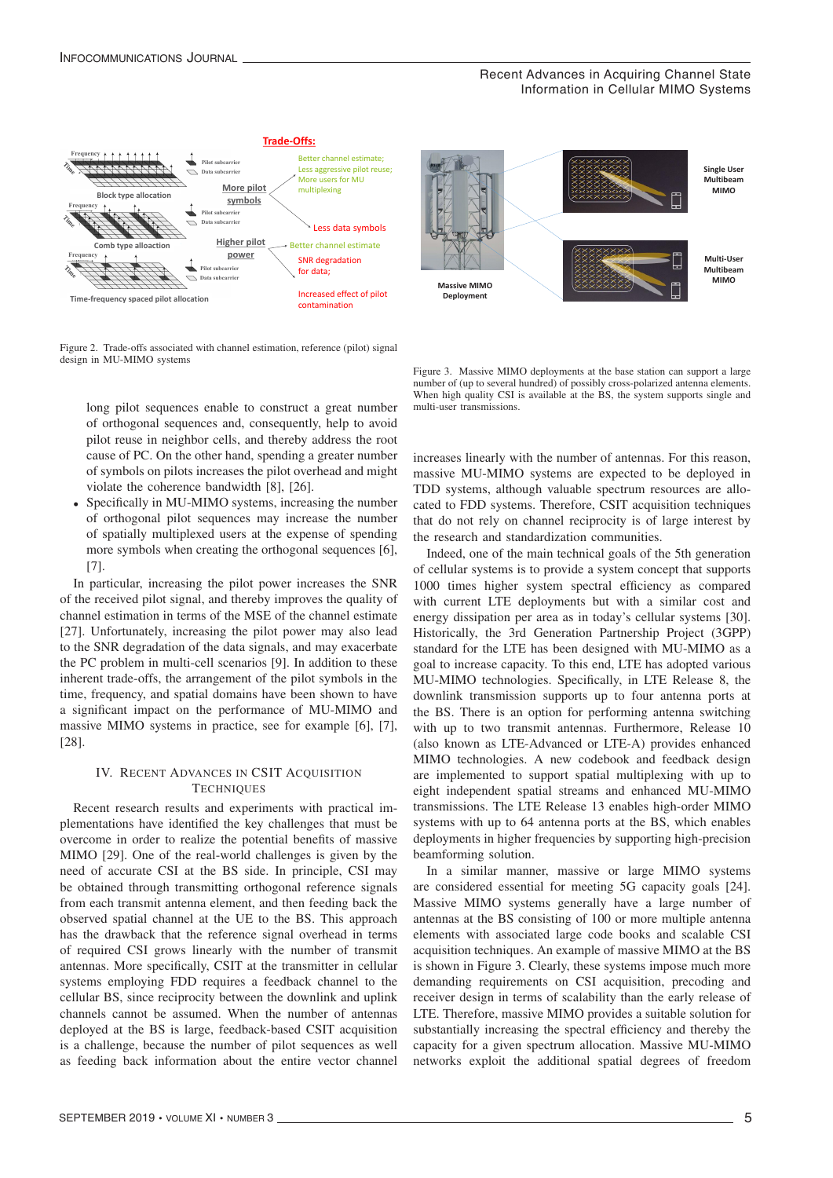Figure 2. Trade-offs associated with channel estimation, reference (pilot) signal design in MU-MIMO systems

Figure 3. Massive MIMO deployments at the base station can support a large number of (up to several hundred) of possibly cross-polarized antenna elements. When high quality CSI is available at the BS, the system supports single and multi-user transmissions.

long pilot sequences enable to construct a great number of orthogonal sequences and, consequently, help to avoid pilot reuse in neighbor cells, and thereby address the root cause of PC. On the other hand, spending a greater number of symbols on pilots increases the pilot overhead and might violate the coherence bandwidth [8], [26].

- Specifically in MU-MIMO systems, increasing the number of orthogonal pilot sequences may increase the number of spatially multiplexed users at the expense of spending more symbols when creating the orthogonal sequences [6], [7].

In particular, increasing the pilot power increases the SNR of the received pilot signal, and thereby improves the quality of channel estimation in terms of the MSE of the channel estimate [27]. Unfortunately, increasing the pilot power may also lead to the SNR degradation of the data signals, and may exacerbate the PC problem in multi-cell scenarios [9]. In addition to these inherent trade-offs, the arrangement of the pilot symbols in the time, frequency, and spatial domains have been shown to have a significant impact on the performance of MU-MIMO and massive MIMO systems in practice, see for example [6], [7], [28].

## IV. Recent Advances in CSIT Acquisition Techniques

Recent research results and experiments with practical implementations have identified the key challenges that must be overcome in order to realize the potential benefits of massive MIMO [29]. One of the real-world challenges is given by the need of accurate CSI at the BS side. In principle, CSI may be obtained through transmitting orthogonal reference signals from each transmit antenna element, and then feeding back the observed spatial channel at the UE to the BS. This approach has the drawback that the reference signal overhead in terms of required CSI grows linearly with the number of transmit antennas. More specifically, CSIT at the transmitter in cellular systems employing FDD requires a feedback channel to the cellular BS, since reciprocity between the downlink and uplink channels cannot be assumed. When the number of antennas deployed at the BS is large, feedback-based CSIT acquisition is a challenge, because the number of pilot sequences as well as feeding back information about the entire vector channel increases linearly with the number of antennas. For this reason, massive MU-MIMO systems are expected to be deployed in TDD systems, although valuable spectrum resources are allocated to FDD systems. Therefore, CSIT acquisition techniques that do not rely on channel reciprocity is of large interest by the research and standardization communities.

Indeed, one of the main technical goals of the 5th generation of cellular systems is to provide a system concept that supports 1000 times higher system spectral efficiency as compared with current LTE deployments but with a similar cost and energy dissipation per area as in today's cellular systems [30]. Historically, the 3rd Generation Partnership Project (3GPP) standard for the LTE has been designed with MU-MIMO as a goal to increase capacity. To this end, LTE has adopted various MU-MIMO technologies. Specifically, in LTE Release 8, the downlink transmission supports up to four antenna ports at the BS. There is an option for performing antenna switching with up to two transmit antennas. Furthermore, Release 10 (also known as LTE-Advanced or LTE-A) provides enhanced MIMO technologies. A new codebook and feedback design are implemented to support spatial multiplexing with up to eight independent spatial streams and enhanced MU-MIMO transmissions. The LTE Release 13 enables high-order MIMO systems with up to 64 antenna ports at the BS, which enables deployments in higher frequencies by supporting high-precision beamforming solution.

In a similar manner, massive or large MIMO systems are considered essential for meeting 5G capacity goals [24]. Massive MIMO systems generally have a large number of antennas at the BS consisting of 100 or more multiple antenna elements with associated large code books and scalable CSI acquisition techniques. An example of massive MIMO at the BS is shown in Figure 3. Clearly, these systems impose much more demanding requirements on CSI acquisition, precoding and receiver design in terms of scalability than the early release of LTE. Therefore, massive MIMO provides a suitable solution for substantially increasing the spectral efficiency and thereby the capacity for a given spectrum allocation. Massive MU-MIMO networks exploit the additional spatial degrees of freedom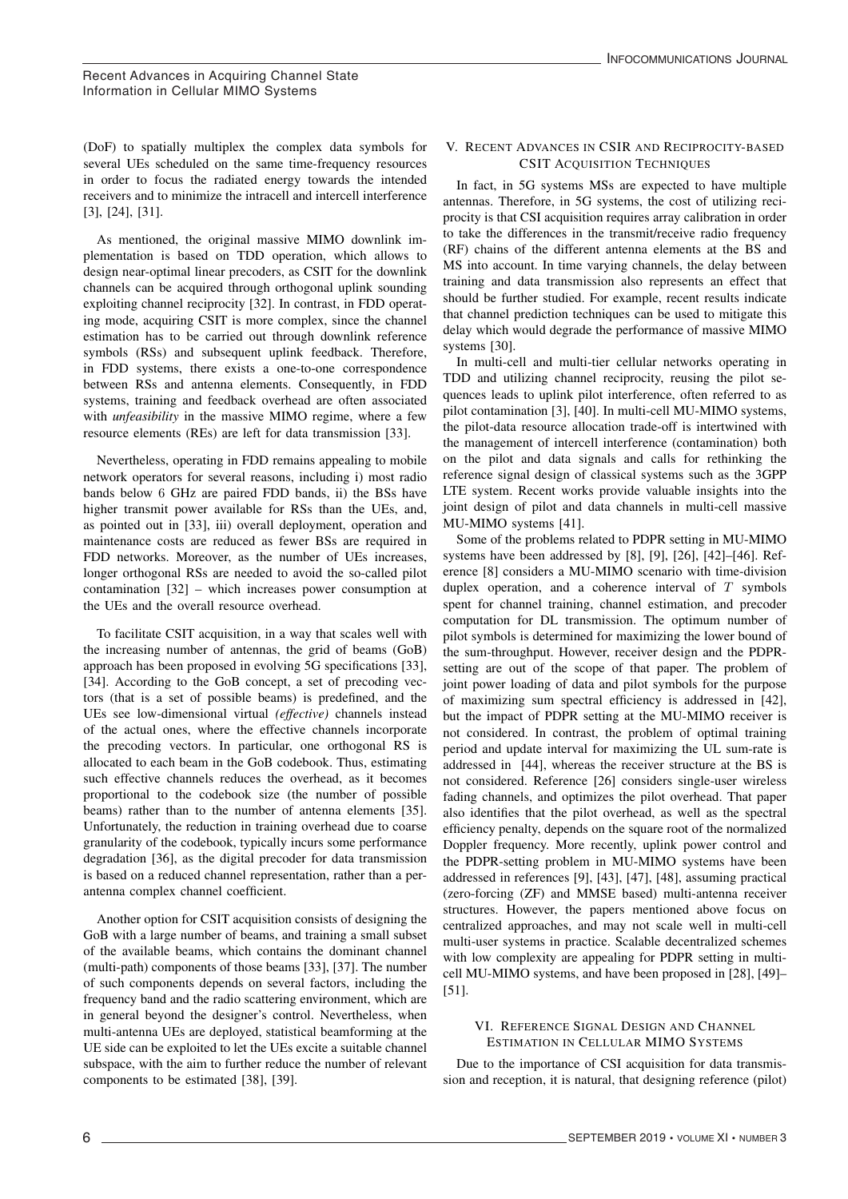(DoF) to spatially multiplex the complex data symbols for several UEs scheduled on the same time-frequency resources in order to focus the radiated energy towards the intended receivers and to minimize the intracell and intercell interference [3], [24], [31].

As mentioned, the original massive MIMO downlink implementation is based on TDD operation, which allows to design near-optimal linear precoders, as CSIT for the downlink channels can be acquired through orthogonal uplink sounding exploiting channel reciprocity [32]. In contrast, in FDD operating mode, acquiring CSIT is more complex, since the channel estimation has to be carried out through downlink reference symbols (RSs) and subsequent uplink feedback. Therefore, in FDD systems, there exists a one-to-one correspondence between RSs and antenna elements. Consequently, in FDD systems, training and feedback overhead are often associated with *unfeasibility* in the massive MIMO regime, where a few resource elements (REs) are left for data transmission [33].

Nevertheless, operating in FDD remains appealing to mobile network operators for several reasons, including i) most radio bands below 6 GHz are paired FDD bands, ii) the BSs have higher transmit power available for RSs than the UEs, and, as pointed out in [33], iii) overall deployment, operation and maintenance costs are reduced as fewer BSs are required in FDD networks. Moreover, as the number of UEs increases, longer orthogonal RSs are needed to avoid the so-called pilot contamination [32] – which increases power consumption at the UEs and the overall resource overhead.

To facilitate CSIT acquisition, in a way that scales well with the increasing number of antennas, the grid of beams (GoB) approach has been proposed in evolving 5G specifications [33], [34]. According to the GoB concept, a set of precoding vectors (that is a set of possible beams) is predefined, and the UEs see low-dimensional virtual *(effective)* channels instead of the actual ones, where the effective channels incorporate the precoding vectors. In particular, one orthogonal RS is allocated to each beam in the GoB codebook. Thus, estimating such effective channels reduces the overhead, as it becomes proportional to the codebook size (the number of possible beams) rather than to the number of antenna elements [35]. Unfortunately, the reduction in training overhead due to coarse granularity of the codebook, typically incurs some performance degradation [36], as the digital precoder for data transmission is based on a reduced channel representation, rather than a per-antenna complex channel coefficient.

Another option for CSIT acquisition consists of designing the GoB with a large number of beams, and training a small subset of the available beams, which contains the dominant channel (multi-path) components of those beams [33], [37]. The number of such components depends on several factors, including the frequency band and the radio scattering environment, which are in general beyond the designer's control. Nevertheless, when multi-antenna UEs are deployed, statistical beamforming at the UE side can be exploited to let the UEs excite a suitable channel subspace, with the aim to further reduce the number of relevant components to be estimated [38], [39].

## V. Recent Advances in CSIR and Reciprocity-based CSIT Acquisition Techniques

In fact, in 5G systems MSs are expected to have multiple antennas. Therefore, in 5G systems, the cost of utilizing reciprocity is that CSI acquisition requires array calibration in order to take the differences in the transmit/receive radio frequency (RF) chains of the different antenna elements at the BS and MS into account. In time varying channels, the delay between training and data transmission also represents an effect that should be further studied. For example, recent results indicate that channel prediction techniques can be used to mitigate this delay which would degrade the performance of massive MIMO systems [30].

In multi-cell and multi-tier cellular networks operating in TDD and utilizing channel reciprocity, reusing the pilot sequences leads to uplink pilot interference, often referred to as pilot contamination [3], [40]. In multi-cell MU-MIMO systems, the pilot-data resource allocation trade-off is intertwined with the management of intercell interference (contamination) both on the pilot and data signals and calls for rethinking the reference signal design of classical systems such as the 3GPP LTE system. Recent works provide valuable insights into the joint design of pilot and data channels in multi-cell massive MU-MIMO systems [41].

Some of the problems related to PDPR setting in MU-MIMO systems have been addressed by [8], [9], [26], [42]–[46]. Reference [8] considers a MU-MIMO scenario with time-division duplex operation, and a coherence interval of $T$ symbols spent for channel training, channel estimation, and precoder computation for DL transmission. The optimum number of pilot symbols is determined for maximizing the lower bound of the sum-throughput. However, receiver design and the PDPR-setting are out of the scope of that paper. The problem of joint power loading of data and pilot symbols for the purpose of maximizing sum spectral efficiency is addressed in [42], but the impact of PDPR setting at the MU-MIMO receiver is not considered. In contrast, the problem of optimal training period and update interval for maximizing the UL sum-rate is addressed in [44], whereas the receiver structure at the BS is not considered. Reference [26] considers single-user wireless fading channels, and optimizes the pilot overhead. That paper also identifies that the pilot overhead, as well as the spectral efficiency penalty, depends on the square root of the normalized Doppler frequency. More recently, uplink power control and the PDPR-setting problem in MU-MIMO systems have been addressed in references [9], [43], [47], [48], assuming practical (zero-forcing (ZF) and MMSE based) multi-antenna receiver structures. However, the papers mentioned above focus on centralized approaches, and may not scale well in multi-cell multi-user systems in practice. Scalable decentralized schemes with low complexity are appealing for PDPR setting in multi-cell MU-MIMO systems, and have been proposed in [28], [49]–[51].

## VI. Reference Signal Design and Channel Estimation in Cellular MIMO Systems

Due to the importance of CSI acquisition for data transmission and reception, it is natural, that designing reference (pilot)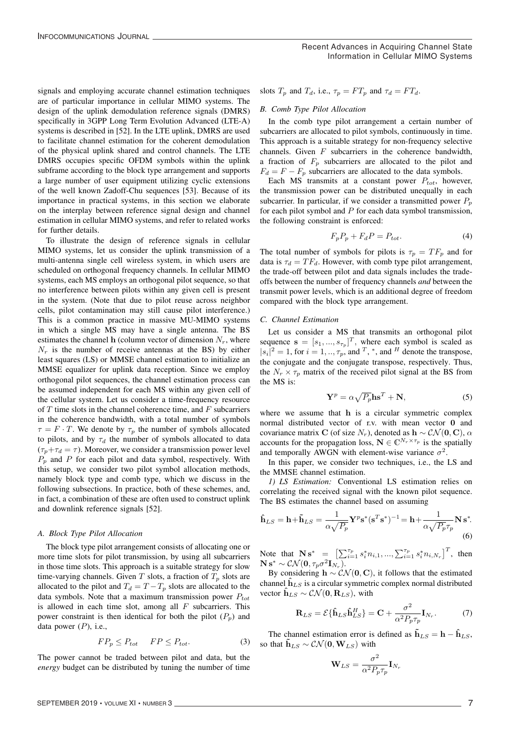signals and employing accurate channel estimation techniques are of particular importance in cellular MIMO systems. The design of the uplink demodulation reference signals (DMRS) specifically in 3GPP Long Term Evolution Advanced (LTE-A) systems is described in [52]. In the LTE uplink, DMRS are used to facilitate channel estimation for the coherent demodulation of the physical uplink shared and control channels. The LTE DMRS occupies specific OFDM symbols within the uplink subframe according to the block type arrangement and supports a large number of user equipment utilizing cyclic extensions of the well known Zadoff-Chu sequences [53]. Because of its importance in practical systems, in this section we elaborate on the interplay between reference signal design and channel estimation in cellular MIMO systems, and refer to related works for further details.

To illustrate the design of reference signals in cellular MIMO systems, let us consider the uplink transmission of a multi-antenna single cell wireless system, in which users are scheduled on orthogonal frequency channels. In cellular MIMO systems, each MS employs an orthogonal pilot sequence, so that no interference between pilots within any given cell is present in the system. (Note that due to pilot reuse across neighbor cells, pilot contamination may still cause pilot interference.) This is a common practice in massive MU-MIMO systems in which a single MS may have a single antenna. The BS estimates the channel $\mathbf{h}$ (column vector of dimension $N_r$, where $N_r$ is the number of receive antennas at the BS) by either least squares (LS) or MMSE channel estimation to initialize an MMSE equalizer for uplink data reception. Since we employ orthogonal pilot sequences, the channel estimation process can be assumed independent for each MS within any given cell of the cellular system. Let us consider a time-frequency resource of $T$ time slots in the channel coherence time, and $F$ subcarriers in the coherence bandwidth, with a total number of symbols $\tau = F \cdot T$. We denote by $\tau_p$ the number of symbols allocated to pilots, and by $\tau_d$ the number of symbols allocated to data ($\tau_p + \tau_d = \tau$). Moreover, we consider a transmission power level $P_p$ and $P$ for each pilot and data symbol, respectively. With this setup, we consider two pilot symbol allocation methods, namely block type and comb type, which we discuss in the following subsections. In practice, both of these schemes, and, in fact, a combination of these are often used to construct uplink and downlink reference signals [52].

### A. Block Type Pilot Allocation

The block type pilot arrangement consists of allocating one or more time slots for pilot transmission, by using all subcarriers in those time slots. This approach is a suitable strategy for slow time-varying channels. Given $T$ slots, a fraction of $T_p$ slots are allocated to the pilot and $T_d = T - T_p$ slots are allocated to the data symbols. Note that a maximum transmission power $P_{tot}$ is allowed in each time slot, among all $F$ subcarriers. This power constraint is then identical for both the pilot ($P_p$) and data power ($P$), i.e.,

$$FP_p \leq P_{tot} \quad FP \leq P_{tot}. \tag{3}$$

The power cannot be traded between pilot and data, but the *energy* budget can be distributed by tuning the number of time slots $T_p$ and $T_d$, i.e., $\tau_p = FT_p$ and $\tau_d = FT_d$.

### B. Comb Type Pilot Allocation

In the comb type pilot arrangement a certain number of subcarriers are allocated to pilot symbols, continuously in time. This approach is a suitable strategy for non-frequency selective channels. Given $F$ subcarriers in the coherence bandwidth, a fraction of $F_p$ subcarriers are allocated to the pilot and $F_d = F - F_p$ subcarriers are allocated to the data symbols.

Each MS transmits at a constant power $P_{tot}$, however, the transmission power can be distributed unequally in each subcarrier. In particular, if we consider a transmitted power $P_p$ for each pilot symbol and $P$ for each data symbol transmission, the following constraint is enforced:

$$F_p P_p + F_d P = P_{tot}. \tag{4}$$

The total number of symbols for pilots is $\tau_p = TF_p$ and for data is $\tau_d = TF_d$. However, with comb type pilot arrangement, the trade-off between pilot and data signals includes the trade-offs between the number of frequency channels *and* between the transmit power levels, which is an additional degree of freedom compared with the block type arrangement.

### C. Channel Estimation

Let us consider a MS that transmits an orthogonal pilot sequence $\mathbf{s} = [s_1, ..., s_{\tau_p}]^T$, where each symbol is scaled as $|s_i|^2 = 1$, for $i = 1, .., \tau_p$, and $^T$, $^*$, and $^H$ denote the transpose, the conjugate and the conjugate transpose, respectively. Thus, the $N_r \times \tau_p$ matrix of the received pilot signal at the BS from the MS is:

$$\mathbf{Y}^p = \alpha\sqrt{P_p}\mathbf{h}\mathbf{s}^T + \mathbf{N}, \tag{5}$$

where we assume that $\mathbf{h}$ is a circular symmetric complex normal distributed vector of r.v. with mean vector $\mathbf{0}$ and covariance matrix $\mathbf{C}$ (of size $N_r$), denoted as $\mathbf{h} \sim \mathcal{CN}(\mathbf{0}, \mathbf{C})$, $\alpha$ accounts for the propagation loss, $\mathbf{N} \in \mathbb{C}^{N_r \times \tau_p}$ is the spatially and temporally AWGN with element-wise variance $\sigma^2$.

In this paper, we consider two techniques, i.e., the LS and the MMSE channel estimation.

*1) LS Estimation:* Conventional LS estimation relies on correlating the received signal with the known pilot sequence. The BS estimates the channel based on assuming

$$\hat{\mathbf{h}}_{LS} = \mathbf{h} + \tilde{\mathbf{h}}_{LS} = \frac{1}{\alpha\sqrt{P_p}}\mathbf{Y}^p\mathbf{s}^*(\mathbf{s}^T\mathbf{s}^*)^{-1} = \mathbf{h} + \frac{1}{\alpha\sqrt{P_p}\tau_p}\mathbf{N}\,\mathbf{s}^*. \tag{6}$$

Note that $\mathbf{N}\,\mathbf{s}^* = \left[\sum_{i=1}^{\tau_p} s_i^* n_{i,1}, ..., \sum_{i=1}^{\tau_p} s_i^* n_{i,N_r}\right]^T$, then $\mathbf{N}\,\mathbf{s}^* \sim \mathcal{CN}(\mathbf{0}, \tau_p\sigma^2\mathbf{I}_{N_r})$.

By considering $\mathbf{h} \sim \mathcal{CN}(\mathbf{0}, \mathbf{C})$, it follows that the estimated channel $\hat{\mathbf{h}}_{LS}$ is a circular symmetric complex normal distributed vector $\hat{\mathbf{h}}_{LS} \sim \mathcal{CN}(\mathbf{0}, \mathbf{R}_{LS})$, with

$$\mathbf{R}_{LS} = \mathcal{E}\{\hat{\mathbf{h}}_{LS}\hat{\mathbf{h}}_{LS}^H\} = \mathbf{C} + \frac{\sigma^2}{\alpha^2 P_p \tau_p}\mathbf{I}_{N_r}. \tag{7}$$

The channel estimation error is defined as $\tilde{\mathbf{h}}_{LS} = \mathbf{h} - \hat{\mathbf{h}}_{LS}$, so that $\tilde{\mathbf{h}}_{LS} \sim \mathcal{CN}(\mathbf{0}, \mathbf{W}_{LS})$ with

$$\mathbf{W}_{LS} = \frac{\sigma^2}{\alpha^2 P_p \tau_p}\mathbf{I}_{N_r}$$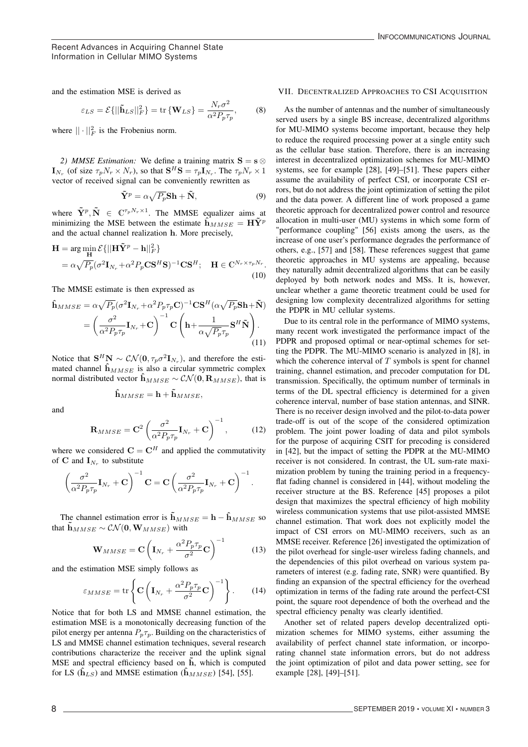and the estimation MSE is derived as

$$\varepsilon_{LS} = \mathcal{E}\{||\tilde{\mathbf{h}}_{LS}||_F^2\} = \text{tr}\{\mathbf{W}_{LS}\} = \frac{N_r \sigma^2}{\alpha^2 P_p \tau_p}, \tag{8}$$

where $||\cdot||_F^2$ is the Frobenius norm.

*2) MMSE Estimation:* We define a training matrix $\mathbf{S} = \mathbf{s} \otimes \mathbf{I}_{N_r}$ (of size $\tau_p N_r \times N_r$), so that $\mathbf{S}^H\mathbf{S} = \tau_p \mathbf{I}_{N_r}$. The $\tau_p N_r \times 1$ vector of received signal can be conveniently rewritten as

$$\tilde{\mathbf{Y}}^p = \alpha\sqrt{P_p}\mathbf{S}\mathbf{h} + \tilde{\mathbf{N}}, \tag{9}$$

where $\tilde{\mathbf{Y}}^p, \tilde{\mathbf{N}} \in \mathbb{C}^{\tau_p N_r \times 1}$. The MMSE equalizer aims at minimizing the MSE between the estimate $\hat{\mathbf{h}}_{MMSE} = \mathbf{H}\tilde{\mathbf{Y}}^p$ and the actual channel realization $\mathbf{h}$. More precisely,

$$\begin{aligned}\mathbf{H} &= \arg\min_{\mathbf{H}} \mathcal{E}\{||\mathbf{H}\tilde{\mathbf{Y}}^p - \mathbf{h}||_F^2\} \\ &= \alpha\sqrt{P_p}(\sigma^2\mathbf{I}_{N_r} + \alpha^2 P_p \mathbf{C}\mathbf{S}^H\mathbf{S})^{-1}\mathbf{C}\mathbf{S}^H; \quad \mathbf{H} \in \mathbb{C}^{N_r \times \tau_p N_r}.\end{aligned} \tag{10}$$

The MMSE estimate is then expressed as

$$\begin{aligned}\hat{\mathbf{h}}_{MMSE} &= \alpha\sqrt{P_p}(\sigma^2\mathbf{I}_{N_r} + \alpha^2 P_p \tau_p \mathbf{C})^{-1}\mathbf{C}\mathbf{S}^H(\alpha\sqrt{P_p}\mathbf{S}\mathbf{h} + \tilde{\mathbf{N}}) \\ &= \left(\frac{\sigma^2}{\alpha^2 P_p \tau_p}\mathbf{I}_{N_r} + \mathbf{C}\right)^{-1}\mathbf{C}\left(\mathbf{h} + \frac{1}{\alpha\sqrt{P_p}\tau_p}\mathbf{S}^H\tilde{\mathbf{N}}\right).\end{aligned} \tag{11}$$

Notice that $\mathbf{S}^H\mathbf{N} \sim \mathcal{CN}(\mathbf{0}, \tau_p\sigma^2\mathbf{I}_{N_r})$, and therefore the estimated channel $\hat{\mathbf{h}}_{MMSE}$ is also a circular symmetric complex normal distributed vector $\hat{\mathbf{h}}_{MMSE} \sim \mathcal{CN}(\mathbf{0}, \mathbf{R}_{MMSE})$, that is

$$\hat{\mathbf{h}}_{MMSE} = \mathbf{h} + \tilde{\mathbf{h}}_{MMSE},$$

and

$$\mathbf{R}_{MMSE} = \mathbf{C}^2\left(\frac{\sigma^2}{\alpha^2 P_p \tau_p}\mathbf{I}_{N_r} + \mathbf{C}\right)^{-1}, \tag{12}$$

where we considered $\mathbf{C} = \mathbf{C}^H$ and applied the commutativity of $\mathbf{C}$ and $\mathbf{I}_{N_r}$ to substitute

$$\left(\frac{\sigma^2}{\alpha^2 P_p \tau_p}\mathbf{I}_{N_r} + \mathbf{C}\right)^{-1}\mathbf{C} = \mathbf{C}\left(\frac{\sigma^2}{\alpha^2 P_p \tau_p}\mathbf{I}_{N_r} + \mathbf{C}\right)^{-1}.$$

The channel estimation error is $\tilde{\mathbf{h}}_{MMSE} = \mathbf{h} - \hat{\mathbf{h}}_{MMSE}$ so that $\tilde{\mathbf{h}}_{MMSE} \sim \mathcal{CN}(\mathbf{0}, \mathbf{W}_{MMSE})$ with

$$\mathbf{W}_{MMSE} = \mathbf{C}\left(\mathbf{I}_{N_r} + \frac{\alpha^2 P_p \tau_p}{\sigma^2}\mathbf{C}\right)^{-1} \tag{13}$$

and the estimation MSE simply follows as

$$\varepsilon_{MMSE} = \text{tr}\left\{\mathbf{C}\left(\mathbf{I}_{N_r} + \frac{\alpha^2 P_p \tau_p}{\sigma^2}\mathbf{C}\right)^{-1}\right\}. \tag{14}$$

Notice that for both LS and MMSE channel estimation, the estimation MSE is a monotonically decreasing function of the pilot energy per antenna $P_p\tau_p$. Building on the characteristics of LS and MMSE channel estimation techniques, several research contributions characterize the receiver and the uplink signal MSE and spectral efficiency based on $\hat{\mathbf{h}}$, which is computed for LS ($\hat{\mathbf{h}}_{LS}$) and MMSE estimation ($\hat{\mathbf{h}}_{MMSE}$) [54], [55].

## VII. Decentralized Approaches to CSI Acquisition

As the number of antennas and the number of simultaneously served users by a single BS increase, decentralized algorithms for MU-MIMO systems become important, because they help to reduce the required processing power at a single entity such as the cellular base station. Therefore, there is an increasing interest in decentralized optimization schemes for MU-MIMO systems, see for example [28], [49]–[51]. These papers either assume the availability of perfect CSI, or incorporate CSI errors, but do not address the joint optimization of setting the pilot and the data power. A different line of work proposed a game theoretic approach for decentralized power control and resource allocation in multi-user (MU) systems in which some form of "performance coupling" [56] exists among the users, as the increase of one user's performance degrades the performance of others, e.g., [57] and [58]. These references suggest that game theoretic approaches in MU systems are appealing, because they naturally admit decentralized algorithms that can be easily deployed by both network nodes and MSs. It is, however, unclear whether a game theoretic treatment could be used for designing low complexity decentralized algorithms for setting the PDPR in MU cellular systems.

Due to its central role in the performance of MIMO systems, many recent work investigated the performance impact of the PDPR and proposed optimal or near-optimal schemes for setting the PDPR. The MU-MIMO scenario is analyzed in [8], in which the coherence interval of $T$ symbols is spent for channel training, channel estimation, and precoder computation for DL transmission. Specifically, the optimum number of terminals in terms of the DL spectral efficiency is determined for a given coherence interval, number of base station antennas, and SINR. There is no receiver design involved and the pilot-to-data power trade-off is out of the scope of the considered optimization problem. The joint power loading of data and pilot symbols for the purpose of acquiring CSIT for precoding is considered in [42], but the impact of setting the PDPR at the MU-MIMO receiver is not considered. In contrast, the UL sum-rate maximization problem by tuning the training period in a frequency-flat fading channel is considered in [44], without modeling the receiver structure at the BS. Reference [45] proposes a pilot design that maximizes the spectral efficiency of high mobility wireless communication systems that use pilot-assisted MMSE channel estimation. That work does not explicitly model the impact of CSI errors on MU-MIMO receivers, such as an MMSE receiver. Reference [26] investigated the optimization of the pilot overhead for single-user wireless fading channels, and the dependencies of this pilot overhead on various system parameters of interest (e.g. fading rate, SNR) were quantified. By finding an expansion of the spectral efficiency for the overhead optimization in terms of the fading rate around the perfect-CSI point, the square root dependence of both the overhead and the spectral efficiency penalty was clearly identified.

Another set of related papers develop decentralized optimization schemes for MIMO systems, either assuming the availability of perfect channel state information, or incorporating channel state information errors, but do not address the joint optimization of pilot and data power setting, see for example [28], [49]–[51].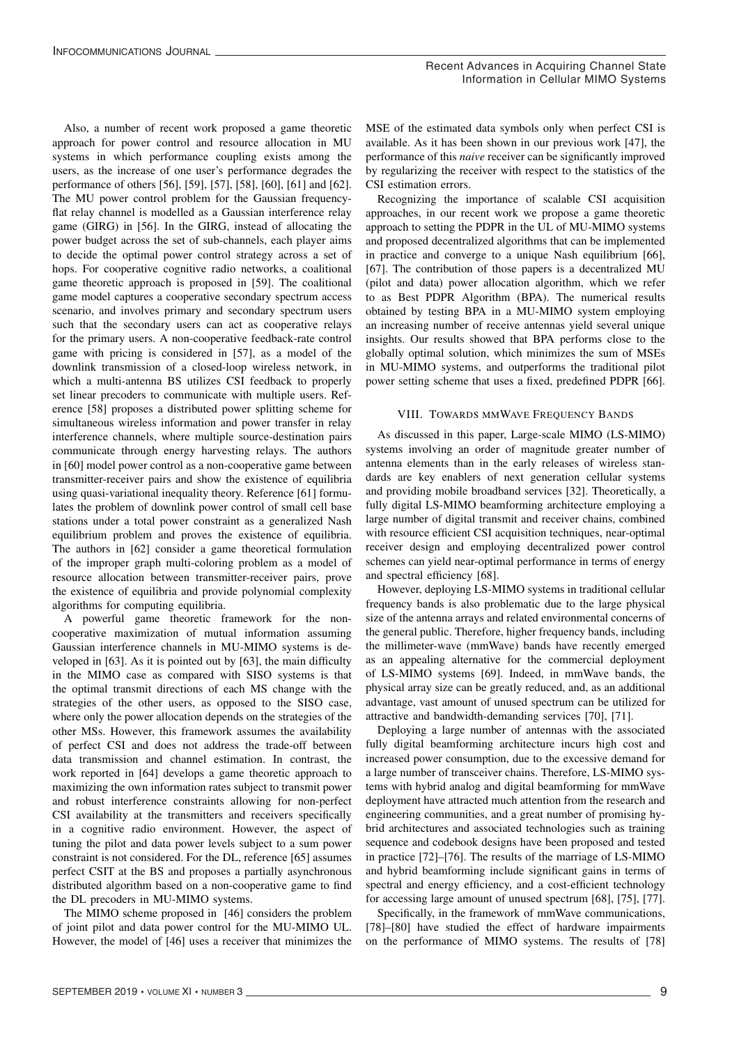Also, a number of recent work proposed a game theoretic approach for power control and resource allocation in MU systems in which performance coupling exists among the users, as the increase of one user's performance degrades the performance of others [56], [59], [57], [58], [60], [61] and [62]. The MU power control problem for the Gaussian frequency-flat relay channel is modelled as a Gaussian interference relay game (GIRG) in [56]. In the GIRG, instead of allocating the power budget across the set of sub-channels, each player aims to decide the optimal power control strategy across a set of hops. For cooperative cognitive radio networks, a coalitional game theoretic approach is proposed in [59]. The coalitional game model captures a cooperative secondary spectrum access scenario, and involves primary and secondary spectrum users such that the secondary users can act as cooperative relays for the primary users. A non-cooperative feedback-rate control game with pricing is considered in [57], as a model of the downlink transmission of a closed-loop wireless network, in which a multi-antenna BS utilizes CSI feedback to properly set linear precoders to communicate with multiple users. Reference [58] proposes a distributed power splitting scheme for simultaneous wireless information and power transfer in relay interference channels, where multiple source-destination pairs communicate through energy harvesting relays. The authors in [60] model power control as a non-cooperative game between transmitter-receiver pairs and show the existence of equilibria using quasi-variational inequality theory. Reference [61] formulates the problem of downlink power control of small cell base stations under a total power constraint as a generalized Nash equilibrium problem and proves the existence of equilibria. The authors in [62] consider a game theoretical formulation of the improper graph multi-coloring problem as a model of resource allocation between transmitter-receiver pairs, prove the existence of equilibria and provide polynomial complexity algorithms for computing equilibria.

A powerful game theoretic framework for the non-cooperative maximization of mutual information assuming Gaussian interference channels in MU-MIMO systems is developed in [63]. As it is pointed out by [63], the main difficulty in the MIMO case as compared with SISO systems is that the optimal transmit directions of each MS change with the strategies of the other users, as opposed to the SISO case, where only the power allocation depends on the strategies of the other MSs. However, this framework assumes the availability of perfect CSI and does not address the trade-off between data transmission and channel estimation. In contrast, the work reported in [64] develops a game theoretic approach to maximizing the own information rates subject to transmit power and robust interference constraints allowing for non-perfect CSI availability at the transmitters and receivers specifically in a cognitive radio environment. However, the aspect of tuning the pilot and data power levels subject to a sum power constraint is not considered. For the DL, reference [65] assumes perfect CSIT at the BS and proposes a partially asynchronous distributed algorithm based on a non-cooperative game to find the DL precoders in MU-MIMO systems.

The MIMO scheme proposed in [46] considers the problem of joint pilot and data power control for the MU-MIMO UL. However, the model of [46] uses a receiver that minimizes the MSE of the estimated data symbols only when perfect CSI is available. As it has been shown in our previous work [47], the performance of this *naive* receiver can be significantly improved by regularizing the receiver with respect to the statistics of the CSI estimation errors.

Recognizing the importance of scalable CSI acquisition approaches, in our recent work we propose a game theoretic approach to setting the PDPR in the UL of MU-MIMO systems and proposed decentralized algorithms that can be implemented in practice and converge to a unique Nash equilibrium [66], [67]. The contribution of those papers is a decentralized MU (pilot and data) power allocation algorithm, which we refer to as Best PDPR Algorithm (BPA). The numerical results obtained by testing BPA in a MU-MIMO system employing an increasing number of receive antennas yield several unique insights. Our results showed that BPA performs close to the globally optimal solution, which minimizes the sum of MSEs in MU-MIMO systems, and outperforms the traditional pilot power setting scheme that uses a fixed, predefined PDPR [66].

## VIII. Towards mmWave Frequency Bands

As discussed in this paper, Large-scale MIMO (LS-MIMO) systems involving an order of magnitude greater number of antenna elements than in the early releases of wireless standards are key enablers of next generation cellular systems and providing mobile broadband services [32]. Theoretically, a fully digital LS-MIMO beamforming architecture employing a large number of digital transmit and receiver chains, combined with resource efficient CSI acquisition techniques, near-optimal receiver design and employing decentralized power control schemes can yield near-optimal performance in terms of energy and spectral efficiency [68].

However, deploying LS-MIMO systems in traditional cellular frequency bands is also problematic due to the large physical size of the antenna arrays and related environmental concerns of the general public. Therefore, higher frequency bands, including the millimeter-wave (mmWave) bands have recently emerged as an appealing alternative for the commercial deployment of LS-MIMO systems [69]. Indeed, in mmWave bands, the physical array size can be greatly reduced, and, as an additional advantage, vast amount of unused spectrum can be utilized for attractive and bandwidth-demanding services [70], [71].

Deploying a large number of antennas with the associated fully digital beamforming architecture incurs high cost and increased power consumption, due to the excessive demand for a large number of transceiver chains. Therefore, LS-MIMO systems with hybrid analog and digital beamforming for mmWave deployment have attracted much attention from the research and engineering communities, and a great number of promising hybrid architectures and associated technologies such as training sequence and codebook designs have been proposed and tested in practice [72]–[76]. The results of the marriage of LS-MIMO and hybrid beamforming include significant gains in terms of spectral and energy efficiency, and a cost-efficient technology for accessing large amount of unused spectrum [68], [75], [77].

Specifically, in the framework of mmWave communications, [78]–[80] have studied the effect of hardware impairments on the performance of MIMO systems. The results of [78]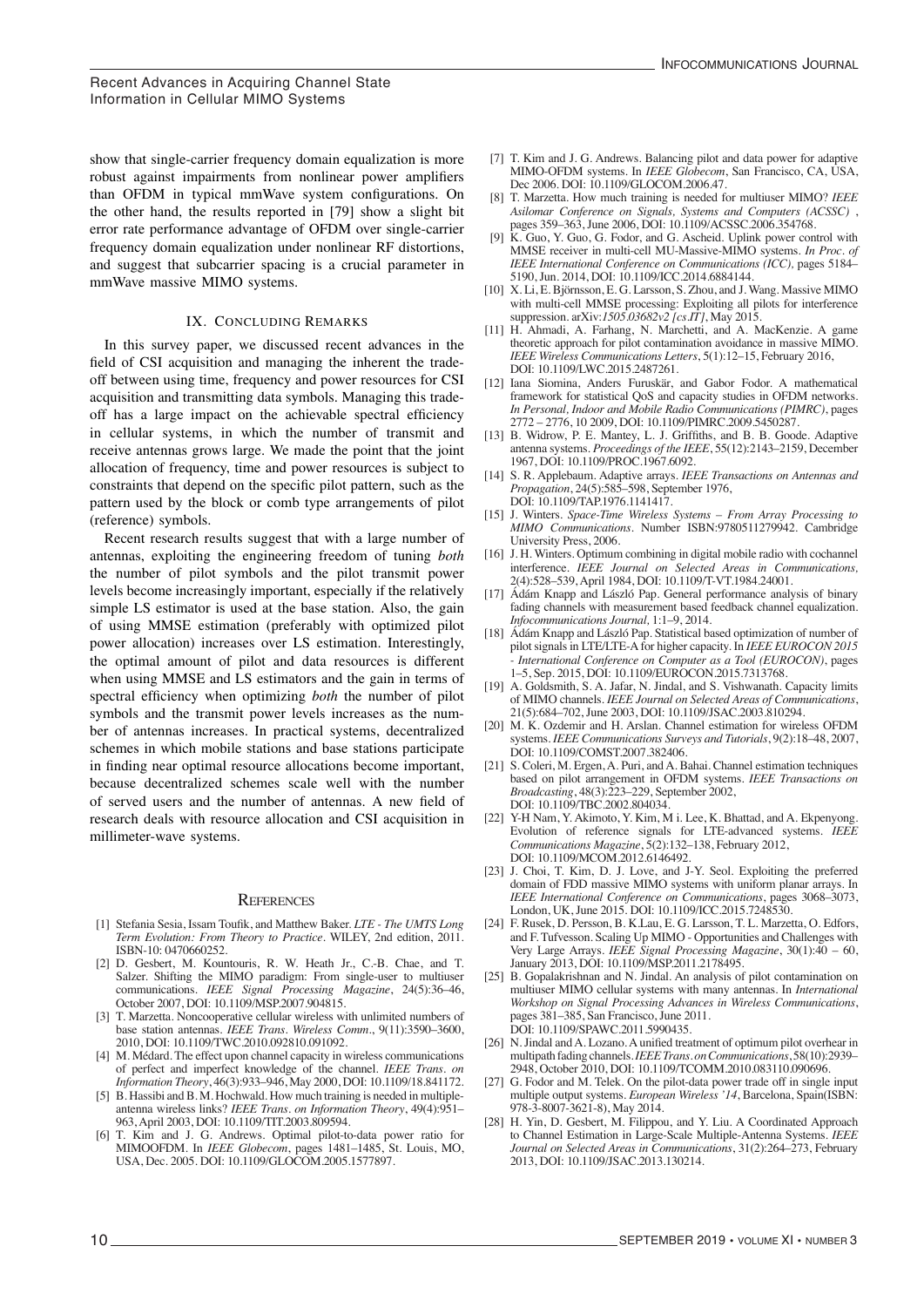show that single-carrier frequency domain equalization is more robust against impairments from nonlinear power amplifiers than OFDM in typical mmWave system configurations. On the other hand, the results reported in [79] show a slight bit error rate performance advantage of OFDM over single-carrier frequency domain equalization under nonlinear RF distortions, and suggest that subcarrier spacing is a crucial parameter in mmWave massive MIMO systems.

## IX. Concluding Remarks

In this survey paper, we discussed recent advances in the field of CSI acquisition and managing the inherent the tradeoff between using time, frequency and power resources for CSI acquisition and transmitting data symbols. Managing this tradeoff has a large impact on the achievable spectral efficiency in cellular systems, in which the number of transmit and receive antennas grows large. We made the point that the joint allocation of frequency, time and power resources is subject to constraints that depend on the specific pilot pattern, such as the pattern used by the block or comb type arrangements of pilot (reference) symbols.

Recent research results suggest that with a large number of antennas, exploiting the engineering freedom of tuning *both* the number of pilot symbols and the pilot transmit power levels become increasingly important, especially if the relatively simple LS estimator is used at the base station. Also, the gain of using MMSE estimation (preferably with optimized pilot power allocation) increases over LS estimation. Interestingly, the optimal amount of pilot and data resources is different when using MMSE and LS estimators and the gain in terms of spectral efficiency when optimizing *both* the number of pilot symbols and the transmit power levels increases as the number of antennas increases. In practical systems, decentralized schemes in which mobile stations and base stations participate in finding near optimal resource allocations become important, because decentralized schemes scale well with the number of served users and the number of antennas. A new field of research deals with resource allocation and CSI acquisition in millimeter-wave systems.

## References

[1] Stefania Sesia, Issam Toufik, and Matthew Baker. *LTE - The UMTS Long Term Evolution: From Theory to Practice*. WILEY, 2nd edition, 2011. ISBN-10: 0470660252.

[2] D. Gesbert, M. Kountouris, R. W. Heath Jr., C.-B. Chae, and T. Salzer. Shifting the MIMO paradigm: From single-user to multiuser communications. *IEEE Signal Processing Magazine*, 24(5):36–46, October 2007, DOI: 10.1109/MSP.2007.904815.

[3] T. Marzetta. Noncooperative cellular wireless with unlimited numbers of base station antennas. *IEEE Trans. Wireless Comm.*, 9(11):3590–3600, 2010, DOI: 10.1109/TWC.2010.092810.091092.

[4] M. Médard. The effect upon channel capacity in wireless communications of perfect and imperfect knowledge of the channel. *IEEE Trans. on Information Theory*, 46(3):933–946, May 2000, DOI: 10.1109/18.841172.

[5] B. Hassibi and B. M. Hochwald. How much training is needed in multiple-antenna wireless links? *IEEE Trans. on Information Theory*, 49(4):951–963, April 2003, DOI: 10.1109/TIT.2003.809594.

[6] T. Kim and J. G. Andrews. Optimal pilot-to-data power ratio for MIMOOFDM. In *IEEE Globecom*, pages 1481–1485, St. Louis, MO, USA, Dec. 2005. DOI: 10.1109/GLOCOM.2005.1577897.

[7] T. Kim and J. G. Andrews. Balancing pilot and data power for adaptive MIMO-OFDM systems. In *IEEE Globecom*, San Francisco, CA, USA, Dec 2006. DOI: 10.1109/GLOCOM.2006.47.

[8] T. Marzetta. How much training is needed for multiuser MIMO? *IEEE Asilomar Conference on Signals, Systems and Computers (ACSSC)*, pages 359–363, June 2006, DOI: 10.1109/ACSSC.2006.354768.

[9] K. Guo, Y. Guo, G. Fodor, and G. Ascheid. Uplink power control with MMSE receiver in multi-cell MU-Massive-MIMO systems. *In Proc. of IEEE International Conference on Communications (ICC)*, pages 5184–5190, Jun. 2014, DOI: 10.1109/ICC.2014.6884144.

[10] X. Li, E. Björnsson, E. G. Larsson, S. Zhou, and J. Wang. Massive MIMO with multi-cell MMSE processing: Exploiting all pilots for interference suppression. arXiv:*1505.03682v2 [cs.IT]*, May 2015.

[11] H. Ahmadi, A. Farhang, N. Marchetti, and A. MacKenzie. A game theoretic approach for pilot contamination avoidance in massive MIMO. *IEEE Wireless Communications Letters*, 5(1):12–15, February 2016, DOI: 10.1109/LWC.2015.2487261.

[12] Iana Siomina, Anders Furuskär, and Gabor Fodor. A mathematical framework for statistical QoS and capacity studies in OFDM networks. *In Personal, Indoor and Mobile Radio Communications (PIMRC)*, pages 2772 – 2776, 10 2009, DOI: 10.1109/PIMRC.2009.5450287.

[13] B. Widrow, P. E. Mantey, L. J. Griffiths, and B. B. Goode. Adaptive antenna systems. *Proceedings of the IEEE*, 55(12):2143–2159, December 1967, DOI: 10.1109/PROC.1967.6092.

[14] S. R. Applebaum. Adaptive arrays. *IEEE Transactions on Antennas and Propagation*, 24(5):585–598, September 1976, DOI: 10.1109/TAP.1976.1141417.

[15] J. Winters. *Space-Time Wireless Systems – From Array Processing to MIMO Communications*. Number ISBN:9780511279942. Cambridge University Press, 2006.

[16] J. H. Winters. Optimum combining in digital mobile radio with cochannel interference. *IEEE Journal on Selected Areas in Communications*, 2(4):528–539, April 1984, DOI: 10.1109/T-VT.1984.24001.

[17] Ádám Knapp and László Pap. General performance analysis of binary fading channels with measurement based feedback channel equalization. *Infocommunications Journal*, 1:1–9, 2014.

[18] Ádám Knapp and László Pap. Statistical based optimization of number of pilot signals in LTE/LTE-A for higher capacity. In *IEEE EUROCON 2015 - International Conference on Computer as a Tool (EUROCON)*, pages 1–5, Sep. 2015, DOI: 10.1109/EUROCON.2015.7313768.

[19] A. Goldsmith, S. A. Jafar, N. Jindal, and S. Vishwanath. Capacity limits of MIMO channels. *IEEE Journal on Selected Areas of Communications*, 21(5):684–702, June 2003, DOI: 10.1109/JSAC.2003.810294.

[20] M. K. Ozdemir and H. Arslan. Channel estimation for wireless OFDM systems. *IEEE Communications Surveys and Tutorials*, 9(2):18–48, 2007, DOI: 10.1109/COMST.2007.382406.

[21] S. Coleri, M. Ergen, A. Puri, and A. Bahai. Channel estimation techniques based on pilot arrangement in OFDM systems. *IEEE Transactions on Broadcasting*, 48(3):223–229, September 2002, DOI: 10.1109/TBC.2002.804034.

[22] Y-H Nam, Y. Akimoto, Y. Kim, M i. Lee, K. Bhattad, and A. Ekpenyong. Evolution of reference signals for LTE-advanced systems. *IEEE Communications Magazine*, 5(2):132–138, February 2012, DOI: 10.1109/MCOM.2012.6146492.

[23] J. Choi, T. Kim, D. J. Love, and J-Y. Seol. Exploiting the preferred domain of FDD massive MIMO systems with uniform planar arrays. In *IEEE International Conference on Communications*, pages 3068–3073, London, UK, June 2015. DOI: 10.1109/ICC.2015.7248530.

[24] F. Rusek, D. Persson, B. K.Lau, E. G. Larsson, T. L. Marzetta, O. Edfors, and F. Tufvesson. Scaling Up MIMO - Opportunities and Challenges with Very Large Arrays. *IEEE Signal Processing Magazine*, 30(1):40 – 60, January 2013, DOI: 10.1109/MSP.2011.2178495.

[25] B. Gopalakrishnan and N. Jindal. An analysis of pilot contamination on multiuser MIMO cellular systems with many antennas. In *International Workshop on Signal Processing Advances in Wireless Communications*, pages 381–385, San Francisco, June 2011. DOI: 10.1109/SPAWC.2011.5990435.

[26] N. Jindal and A. Lozano. A unified treatment of optimum pilot overhear in multipath fading channels. *IEEE Trans. on Communications*, 58(10):2939–2948, October 2010, DOI: 10.1109/TCOMM.2010.083110.090696.

[27] G. Fodor and M. Telek. On the pilot-data power trade off in single input multiple output systems. *European Wireless '14*, Barcelona, Spain(ISBN: 978-3-8007-3621-8), May 2014.

[28] H. Yin, D. Gesbert, M. Filippou, and Y. Liu. A Coordinated Approach to Channel Estimation in Large-Scale Multiple-Antenna Systems. *IEEE Journal on Selected Areas in Communications*, 31(2):264–273, February 2013, DOI: 10.1109/JSAC.2013.130214.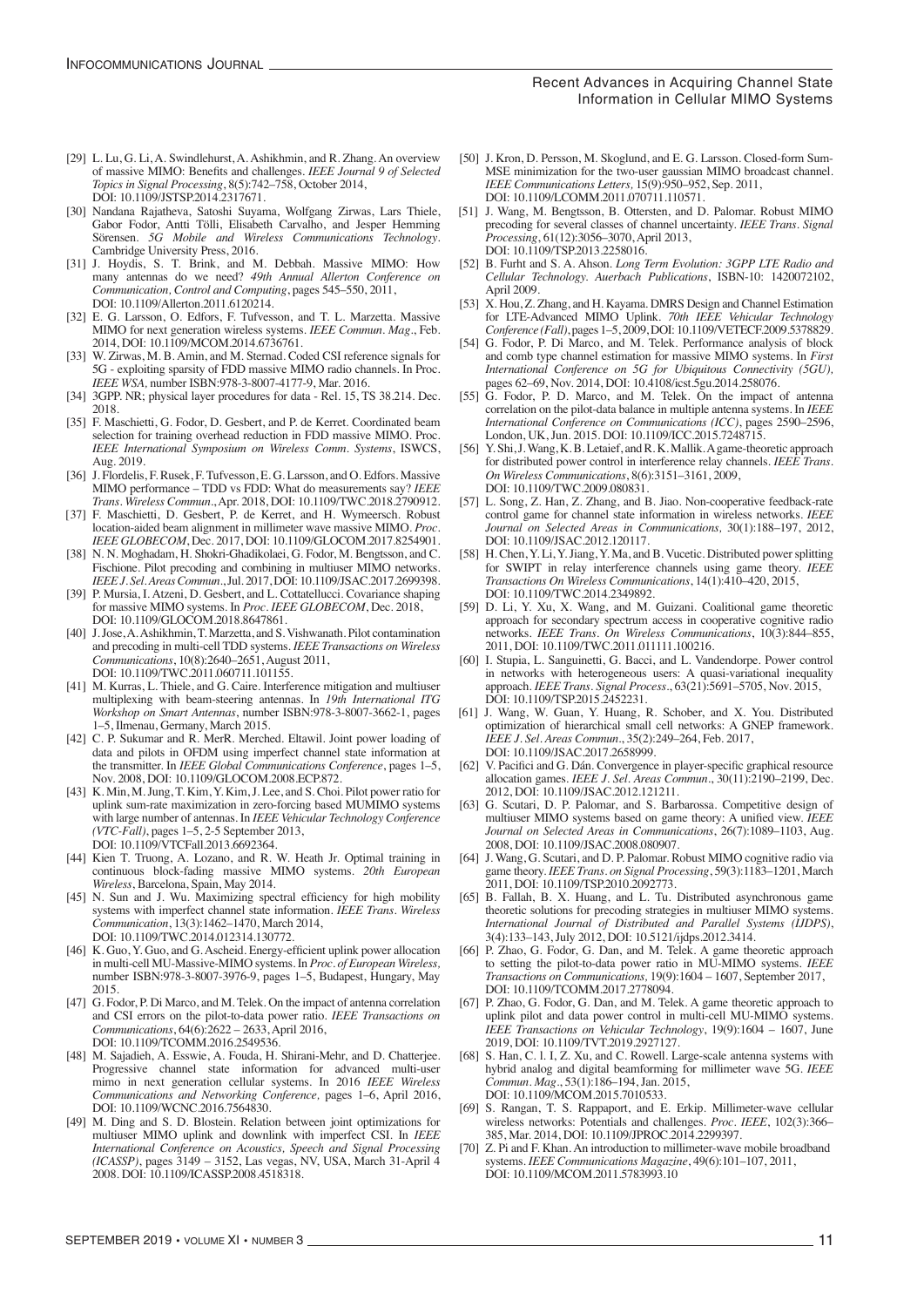[29] L. Lu, G. Li, A. Swindlehurst, A. Ashikhmin, and R. Zhang. An overview of massive MIMO: Benefits and challenges. *IEEE Journal 9 of Selected Topics in Signal Processing*, 8(5):742–758, October 2014, DOI: 10.1109/JSTSP.2014.2317671.

[30] Nandana Rajatheva, Satoshi Suyama, Wolfgang Zirwas, Lars Thiele, Gabor Fodor, Antti Tölli, Elisabeth Carvalho, and Jesper Hemming Sörensen. *5G Mobile and Wireless Communications Technology*. Cambridge University Press, 2016.

[31] J. Hoydis, S. T. Brink, and M. Debbah. Massive MIMO: How many antennas do we need? *49th Annual Allerton Conference on Communication, Control and Computing*, pages 545–550, 2011, DOI: 10.1109/Allerton.2011.6120214.

[32] E. G. Larsson, O. Edfors, F. Tufvesson, and T. L. Marzetta. Massive MIMO for next generation wireless systems. *IEEE Commun. Mag.*, Feb. 2014, DOI: 10.1109/MCOM.2014.6736761.

[33] W. Zirwas, M. B. Amin, and M. Sternad. Coded CSI reference signals for 5G - exploiting sparsity of FDD massive MIMO radio channels. In Proc. *IEEE WSA*, number ISBN:978-3-8007-4177-9, Mar. 2016.

[34] 3GPP. NR; physical layer procedures for data - Rel. 15, TS 38.214. Dec. 2018.

[35] F. Maschietti, G. Fodor, D. Gesbert, and P. de Kerret. Coordinated beam selection for training overhead reduction in FDD massive MIMO. Proc. *IEEE International Symposium on Wireless Comm. Systems*, ISWCS, Aug. 2019.

[36] J. Flordelis, F. Rusek, F. Tufvesson, E. G. Larsson, and O. Edfors. Massive MIMO performance – TDD vs FDD: What do measurements say? *IEEE Trans. Wireless Commun.*, Apr. 2018, DOI: 10.1109/TWC.2018.2790912.

[37] F. Maschietti, D. Gesbert, P. de Kerret, and H. Wymeersch. Robust location-aided beam alignment in millimeter wave massive MIMO. *Proc. IEEE GLOBECOM*, Dec. 2017, DOI: 10.1109/GLOCOM.2017.8254901.

[38] N. N. Moghadam, H. Shokri-Ghadikolaei, G. Fodor, M. Bengtsson, and C. Fischione. Pilot precoding and combining in multiuser MIMO networks. *IEEE J. Sel. Areas Commun.*, Jul. 2017, DOI: 10.1109/JSAC.2017.2699398.

[39] P. Mursia, I. Atzeni, D. Gesbert, and L. Cottatellucci. Covariance shaping for massive MIMO systems. In *Proc. IEEE GLOBECOM*, Dec. 2018, DOI: 10.1109/GLOCOM.2018.8647861.

[40] J. Jose, A. Ashikhmin, T. Marzetta, and S. Vishwanath. Pilot contamination and precoding in multi-cell TDD systems. *IEEE Transactions on Wireless Communications*, 10(8):2640–2651, August 2011, DOI: 10.1109/TWC.2011.060711.101155.

[41] M. Kurras, L. Thiele, and G. Caire. Interference mitigation and multiuser multiplexing with beam-steering antennas. In *19th International ITG Workshop on Smart Antennas*, number ISBN:978-3-8007-3662-1, pages 1–5, Ilmenau, Germany, March 2015.

[42] C. P. Sukumar and R. MerR. Merched. Eltawil. Joint power loading of data and pilots in OFDM using imperfect channel state information at the transmitter. In *IEEE Global Communications Conference*, pages 1–5, Nov. 2008, DOI: 10.1109/GLOCOM.2008.ECP.872.

[43] K. Min, M. Jung, T. Kim, Y. Kim, J. Lee, and S. Choi. Pilot power ratio for uplink sum-rate maximization in zero-forcing based MUMIMO systems with large number of antennas. In *IEEE Vehicular Technology Conference (VTC-Fall)*, pages 1–5, 2-5 September 2013, DOI: 10.1109/VTCFall.2013.6692364.

[44] Kien T. Truong, A. Lozano, and R. W. Heath Jr. Optimal training in continuous block-fading massive MIMO systems. *20th European Wireless*, Barcelona, Spain, May 2014.

[45] N. Sun and J. Wu. Maximizing spectral efficiency for high mobility systems with imperfect channel state information. *IEEE Trans. Wireless Communication*, 13(3):1462–1470, March 2014, DOI: 10.1109/TWC.2014.012314.130772.

[46] K. Guo, Y. Guo, and G. Ascheid. Energy-efficient uplink power allocation in multi-cell MU-Massive-MIMO systems. In *Proc. of European Wireless*, number ISBN:978-3-8007-3976-9, pages 1–5, Budapest, Hungary, May 2015.

[47] G. Fodor, P. Di Marco, and M. Telek. On the impact of antenna correlation and CSI errors on the pilot-to-data power ratio. *IEEE Transactions on Communications*, 64(6):2622 – 2633, April 2016, DOI: 10.1109/TCOMM.2016.2549536.

[48] M. Sajadieh, A. Esswie, A. Fouda, H. Shirani-Mehr, and D. Chatterjee. Progressive channel state information for advanced multi-user mimo in next generation cellular systems. In 2016 *IEEE Wireless Communications and Networking Conference*, pages 1–6, April 2016, DOI: 10.1109/WCNC.2016.7564830.

[49] M. Ding and S. D. Blostein. Relation between joint optimizations for multiuser MIMO uplink and downlink with imperfect CSI. In *IEEE International Conference on Acoustics, Speech and Signal Processing (ICASSP)*, pages 3149 – 3152, Las vegas, NV, USA, March 31-April 4 2008. DOI: 10.1109/ICASSP.2008.4518318.

[50] J. Kron, D. Persson, M. Skoglund, and E. G. Larsson. Closed-form Sum-MSE minimization for the two-user gaussian MIMO broadcast channel. *IEEE Communications Letters*, 15(9):950–952, Sep. 2011, DOI: 10.1109/LCOMM.2011.070711.110571.

[51] J. Wang, M. Bengtsson, B. Ottersten, and D. Palomar. Robust MIMO precoding for several classes of channel uncertainty. *IEEE Trans. Signal Processing*, 61(12):3056–3070, April 2013, DOI: 10.1109/TSP.2013.2258016.

[52] B. Furht and S. A. Ahson. *Long Term Evolution: 3GPP LTE Radio and Cellular Technology. Auerbach Publications*, ISBN-10: 1420072102, April 2009.

[53] X. Hou, Z. Zhang, and H. Kayama. DMRS Design and Channel Estimation for LTE-Advanced MIMO Uplink. *70th IEEE Vehicular Technology Conference (Fall)*, pages 1–5, 2009, DOI: 10.1109/VETECF.2009.5378829.

[54] G. Fodor, P. Di Marco, and M. Telek. Performance analysis of block and comb type channel estimation for massive MIMO systems. In *First International Conference on 5G for Ubiquitous Connectivity (5GU)*, pages 62–69, Nov. 2014, DOI: 10.4108/icst.5gu.2014.258076.

[55] G. Fodor, P. D. Marco, and M. Telek. On the impact of antenna correlation on the pilot-data balance in multiple antenna systems. In *IEEE International Conference on Communications (ICC)*, pages 2590–2596, London, UK, Jun. 2015. DOI: 10.1109/ICC.2015.7248715.

[56] Y. Shi, J. Wang, K. B. Letaief, and R. K. Mallik. A game-theoretic approach for distributed power control in interference relay channels. *IEEE Trans. On Wireless Communications*, 8(6):3151–3161, 2009, DOI: 10.1109/TWC.2009.080831.

[57] L. Song, Z. Han, Z. Zhang, and B. Jiao. Non-cooperative feedback-rate control game for channel state information in wireless networks. *IEEE Journal on Selected Areas in Communications*, 30(1):188–197, 2012, DOI: 10.1109/JSAC.2012.120117.

[58] H. Chen, Y. Li, Y. Jiang, Y. Ma, and B. Vucetic. Distributed power splitting for SWIPT in relay interference channels using game theory. *IEEE Transactions On Wireless Communications*, 14(1):410–420, 2015, DOI: 10.1109/TWC.2014.2349892.

[59] D. Li, Y. Xu, X. Wang, and M. Guizani. Coalitional game theoretic approach for secondary spectrum access in cooperative cognitive radio networks. *IEEE Trans. On Wireless Communications*, 10(3):844–855, 2011, DOI: 10.1109/TWC.2011.011111.100216.

[60] I. Stupia, L. Sanguinetti, G. Bacci, and L. Vandendorpe. Power control in networks with heterogeneous users: A quasi-variational inequality approach. *IEEE Trans. Signal Process.*, 63(21):5691–5705, Nov. 2015, DOI: 10.1109/TSP.2015.2452231.

[61] J. Wang, W. Guan, Y. Huang, R. Schober, and X. You. Distributed optimization of hierarchical small cell networks: A GNEP framework. *IEEE J. Sel. Areas Commun.*, 35(2):249–264, Feb. 2017, DOI: 10.1109/JSAC.2017.2658999.

[62] V. Pacifici and G. Dán. Convergence in player-specific graphical resource allocation games. *IEEE J. Sel. Areas Commun.*, 30(11):2190–2199, Dec. 2012, DOI: 10.1109/JSAC.2012.121211.

[63] G. Scutari, D. P. Palomar, and S. Barbarossa. Competitive design of multiuser MIMO systems based on game theory: A unified view. *IEEE Journal on Selected Areas in Communications*, 26(7):1089–1103, Aug. 2008, DOI: 10.1109/JSAC.2008.080907.

[64] J. Wang, G. Scutari, and D. P. Palomar. Robust MIMO cognitive radio via game theory. *IEEE Trans. on Signal Processing*, 59(3):1183–1201, March 2011, DOI: 10.1109/TSP.2010.2092773.

[65] B. Fallah, B. X. Huang, and L. Tu. Distributed asynchronous game theoretic solutions for precoding strategies in multiuser MIMO systems. *International Journal of Distributed and Parallel Systems (IJDPS)*, 3(4):133–143, July 2012, DOI: 10.5121/ijdps.2012.3414.

[66] P. Zhao, G. Fodor, G. Dan, and M. Telek. A game theoretic approach to setting the pilot-to-data power ratio in MU-MIMO systems. *IEEE Transactions on Communications*, 19(9):1604 – 1607, September 2017, DOI: 10.1109/TCOMM.2017.2778094.

[67] P. Zhao, G. Fodor, G. Dan, and M. Telek. A game theoretic approach to uplink pilot and data power control in multi-cell MU-MIMO systems. *IEEE Transactions on Vehicular Technology*, 19(9):1604 – 1607, June 2019, DOI: 10.1109/TVT.2019.2927127.

[68] S. Han, C. l. I, Z. Xu, and C. Rowell. Large-scale antenna systems with hybrid analog and digital beamforming for millimeter wave 5G. *IEEE Commun. Mag.*, 53(1):186–194, Jan. 2015, DOI: 10.1109/MCOM.2015.7010533.

[69] S. Rangan, T. S. Rappaport, and E. Erkip. Millimeter-wave cellular wireless networks: Potentials and challenges. *Proc. IEEE*, 102(3):366–385, Mar. 2014, DOI: 10.1109/JPROC.2014.2299397.

[70] Z. Pi and F. Khan. An introduction to millimeter-wave mobile broadband systems. *IEEE Communications Magazine*, 49(6):101–107, 2011, DOI: 10.1109/MCOM.2011.5783993.10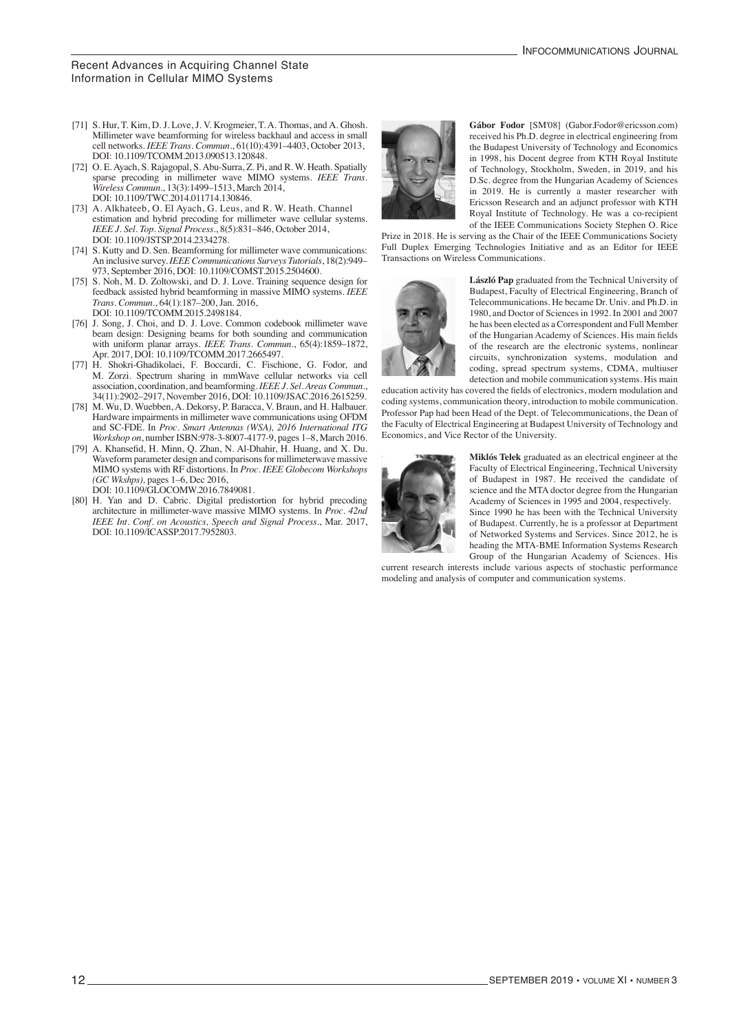[71] S. Hur, T. Kim, D. J. Love, J. V. Krogmeier, T. A. Thomas, and A. Ghosh. Millimeter wave beamforming for wireless backhaul and access in small cell networks. *IEEE Trans. Commun.*, 61(10):4391–4403, October 2013, DOI: 10.1109/TCOMM.2013.090513.120848.

[72] O. E. Ayach, S. Rajagopal, S. Abu-Surra, Z. Pi, and R. W. Heath. Spatially sparse precoding in millimeter wave MIMO systems. *IEEE Trans. Wireless Commun.*, 13(3):1499–1513, March 2014, DOI: 10.1109/TWC.2014.011714.130846.

[73] A. Alkhateeb, O. El Ayach, G. Leus, and R. W. Heath. Channel estimation and hybrid precoding for millimeter wave cellular systems. *IEEE J. Sel. Top. Signal Process.*, 8(5):831–846, October 2014, DOI: 10.1109/JSTSP.2014.2334278.

[74] S. Kutty and D. Sen. Beamforming for millimeter wave communications: An inclusive survey. *IEEE Communications Surveys Tutorials*, 18(2):949–973, September 2016, DOI: 10.1109/COMST.2015.2504600.

[75] S. Noh, M. D. Zoltowski, and D. J. Love. Training sequence design for feedback assisted hybrid beamforming in massive MIMO systems. *IEEE Trans. Commun.*, 64(1):187–200, Jan. 2016, DOI: 10.1109/TCOMM.2015.2498184.

[76] J. Song, J. Choi, and D. J. Love. Common codebook millimeter wave beam design: Designing beams for both sounding and communication with uniform planar arrays. *IEEE Trans. Commun.*, 65(4):1859–1872, Apr. 2017, DOI: 10.1109/TCOMM.2017.2665497.

[77] H. Shokri-Ghadikolaei, F. Boccardi, C. Fischione, G. Fodor, and M. Zorzi. Spectrum sharing in mmWave cellular networks via cell association, coordination, and beamforming. *IEEE J. Sel. Areas Commun.*, 34(11):2902–2917, November 2016, DOI: 10.1109/JSAC.2016.2615259.

[78] M. Wu, D. Wuebben, A. Dekorsy, P. Baracca, V. Braun, and H. Halbauer. Hardware impairments in millimeter wave communications using OFDM and SC-FDE. In *Proc. Smart Antennas (WSA), 2016 International ITG Workshop on*, number ISBN:978-3-8007-4177-9, pages 1–8, March 2016.

[79] A. Khansefid, H. Minn, Q. Zhan, N. Al-Dhahir, H. Huang, and X. Du. Waveform parameter design and comparisons for millimeterwave massive MIMO systems with RF distortions. In *Proc. IEEE Globecom Workshops (GC Wkshps)*, pages 1–6, Dec 2016, DOI: 10.1109/GLOCOMW.2016.7849081.

[80] H. Yan and D. Cabric. Digital predistortion for hybrid precoding architecture in millimeter-wave massive MIMO systems. In *Proc. 42nd IEEE Int. Conf. on Acoustics, Speech and Signal Process.*, Mar. 2017, DOI: 10.1109/ICASSP.2017.7952803.

**Gábor Fodor** [SM'08] (Gabor.Fodor@ericsson.com) received his Ph.D. degree in electrical engineering from the Budapest University of Technology and Economics in 1998, his Docent degree from KTH Royal Institute of Technology, Stockholm, Sweden, in 2019, and his D.Sc. degree from the Hungarian Academy of Sciences in 2019. He is currently a master researcher with Ericsson Research and an adjunct professor with KTH Royal Institute of Technology. He was a co-recipient of the IEEE Communications Society Stephen O. Rice Prize in 2018. He is serving as the Chair of the IEEE Communications Society Full Duplex Emerging Technologies Initiative and as an Editor for IEEE Transactions on Wireless Communications.

**László Pap** graduated from the Technical University of Budapest, Faculty of Electrical Engineering, Branch of Telecommunications. He became Dr. Univ. and Ph.D. in 1980, and Doctor of Sciences in 1992. In 2001 and 2007 he has been elected as a Correspondent and Full Member of the Hungarian Academy of Sciences. His main fields of the research are the electronic systems, nonlinear circuits, synchronization systems, modulation and coding, spread spectrum systems, CDMA, multiuser detection and mobile communication systems. His main education activity has covered the fields of electronics, modern modulation and coding systems, communication theory, introduction to mobile communication. Professor Pap had been Head of the Dept. of Telecommunications, the Dean of the Faculty of Electrical Engineering at Budapest University of Technology and Economics, and Vice Rector of the University.

**Miklós Telek** graduated as an electrical engineer at the Faculty of Electrical Engineering, Technical University of Budapest in 1987. He received the candidate of science and the MTA doctor degree from the Hungarian Academy of Sciences in 1995 and 2004, respectively. Since 1990 he has been with the Technical University of Budapest. Currently, he is a professor at Department of Networked Systems and Services. Since 2012, he is heading the MTA-BME Information Systems Research Group of the Hungarian Academy of Sciences. His current research interests include various aspects of stochastic performance modeling and analysis of computer and communication systems.